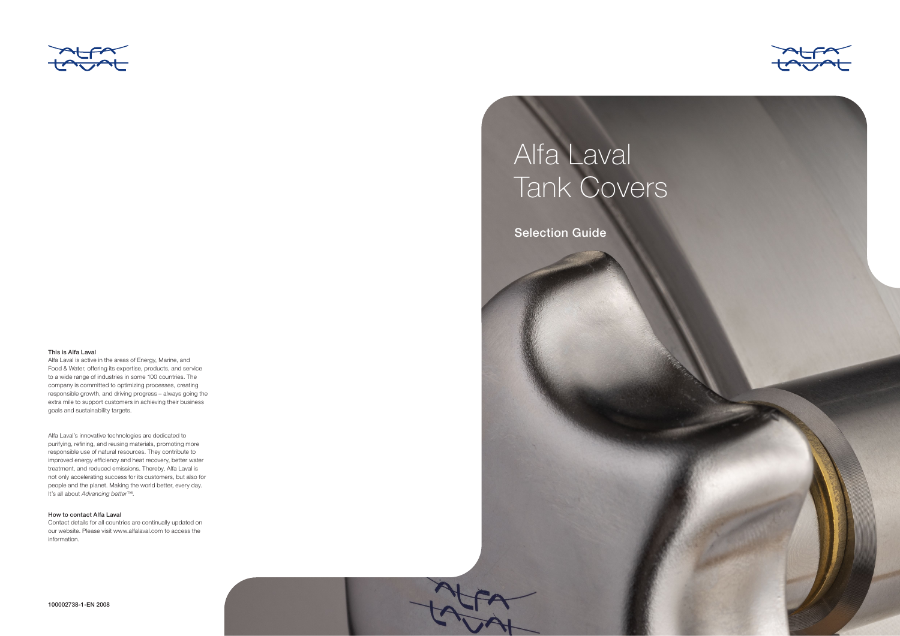# Alfa Laval Tank Covers

## Selection Guide

**This is Alfa Laval**
Alfa Laval is active in the areas of Energy, Marine, and Food & Water, offering its expertise, products, and service to a wide range of industries in some 100 countries. The company is committed to optimizing processes, creating responsible growth, and driving progress – always going the extra mile to support customers in achieving their business goals and sustainability targets.

Alfa Laval's innovative technologies are dedicated to purifying, refining, and reusing materials, promoting more responsible use of natural resources. They contribute to improved energy efficiency and heat recovery, better water treatment, and reduced emissions. Thereby, Alfa Laval is not only accelerating success for its customers, but also for people and the planet. Making the world better, every day. It's all about *Advancing better*™.

**How to contact Alfa Laval**
Contact details for all countries are continually updated on our website. Please visit www.alfalaval.com to access the information.

100002738-1-EN 2008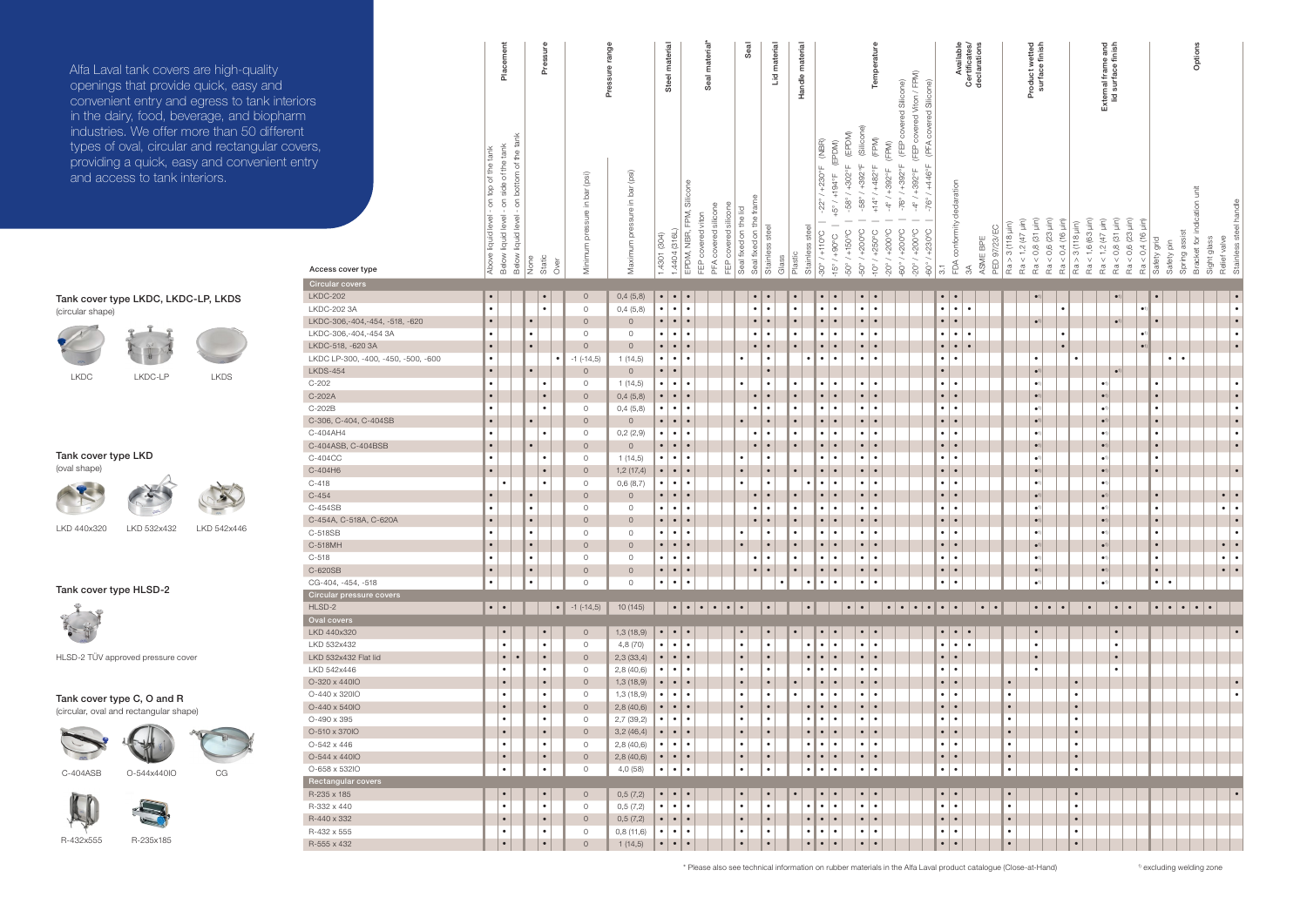Alfa Laval tank covers are high-quality openings that provide quick, easy and convenient entry and egress to tank interiors in the dairy, food, beverage, and biopharm industries. We offer more than 50 different types of oval, circular and rectangular covers, providing a quick, easy and convenient entry and access to tank interiors.

### Tank cover type LKDC, LKDC-LP, LKDS
(circular shape)

LKDC LKDC-LP LKDS

### Tank cover type LKD
(oval shape)

LKD 440x320 LKD 532x432 LKD 542x446

### Tank cover type HLSD-2

HLSD-2 TÜV approved pressure cover

### Tank cover type C, O and R
(circular, oval and rectangular shape)

C-404ASB O-544x440IO CG

R-432x555 R-235x185

| | Placement | | | Pressure | | | Pressure range | | Steel material | | Seal material* | | | | Seal | | Lid material | | Handle material | | Temperature | | | | | | | | | Available Certificates/ declarations | | | | | Product wetted surface finish | | | | | External frame and lid surface finish | | | | | | Options | | | | | | |
|---|---|---|---|---|---|---|---|---|---|---|---|---|---|---|---|---|---|---|---|---|---|---|---|---|---|---|---|---|---|---|---|---|---|---|---|---|---|---|---|---|---|---|---|---|---|---|---|---|---|---|---|---|
| Access cover type | Above liquid level - on top of the tank | Below liquid level - on side of the tank | Below liquid level - on bottom of the tank | None | Static | Over | Minimum pressure in bar (psi) | Maximum pressure in bar (psi) | 1.4301 (304) | 1.4404 (316L) | EPDM, NBR, FPM, Silicone | FEP covered viton | PFA covered silicone | FEP covered silicone | Seal fixed on the lid | Seal fixed on the frame | Stainless steel | Glass | Plastic | Stainless steel | -30° / +110°C \| -22° / +230°F (NBR) | -15° / +90°C \| +5° / +194°F (EPDM) | -50° / +150°C \| -58° / +302°F (EPDM) | -50° / +200°C \| -58° / +392°F (Silicone) | -10° / +250°C \| +14° / +482°F (FPM) | -20° / +200°C \| -4° / +392°F (FPM) | -60° / +200°C \| -76° / +392°F (FEP covered Silicone) | -20° / +200°C \| -4° / +392°F (FEP covered Viton / FPM) | -60° / +230°C \| -76° / +446°F (PFA covered Silicone) | 3.1 | FDA conformity declaration | 3A | ASME BPE | PED 97/23/EC | Ra > 3 (118 µin) | Ra < 1.2 (47 µin) | Ra < 0.8 (31 µin) | Ra < 0.6 (23 µin) | Ra < 0.4 (16 µin) | Ra > 3 (118 µin) | Ra < 1.6 (63 µin) | Ra < 1.2 (47 µin) | Ra < 0.8 (31 µin) | Ra < 0.6 (23 µin) | Ra < 0.4 (16 µin) | Safety grid | Safety pin | Spring assist | Bracket for indication unit | Sight glass | Relief valve | Stainless steel handle |
| **Circular covers** | | | | | | | | | | | | | | | | | | | | | | | | | | | | | | | | | | | | | | | | | | | | | | | | | | | | |
| LKDC-202 | • | | | | • | | 0 | 0,4 (5,8) | • | • | • | | | | | • | • | | • | | • | • | | • | • | | | | | • | • | | | | | | | | | | | | | | | | | | | | | • |
| LKDC-202 3A | • | | | | • | | 0 | 0,4 (5,8) | • | • | • | | | | | • | • | | • | | • | • | | • | • | | | | | • | • | • | | | | | | | • | | | | | | •1) | | | | | | | • |
| LKDC-306,-404,-454, -518, -620 | • | | | • | | | 0 | 0 | • | • | • | | | | | • | • | | • | | • | • | | • | • | | | | | • | • | | | | | | •1) | | | | | | •1) | | | | | | | | | • |
| LKDC-306,-404,-454 3A | • | | | • | | | 0 | 0 | • | • | • | | | | | • | • | | • | | • | • | | • | • | | | | | • | • | • | | | | | | | • | | | | | | •1) | | | | | | | • |
| LKDC-518, -620 3A | • | | | • | | | 0 | 0 | • | • | • | | | | | • | • | | • | | • | • | | • | • | | | | | • | • | • | | | | | | | • | | | | | | •1) | | | | | | | • |
| LKDC LP-300, -400, -450, -500, -600 | • | | | | | • | -1 (-14,5) | 1 (14,5) | • | • | • | | | | • | | • | | | • | • | • | | • | • | | | | | • | • | | | | | | • | | | • | | | | | | | • | • | | | | |
| LKDS-454 | • | | | • | | | 0 | 0 | • | • | | | | | | | • | | | | | | | | | | | | | • | | | | | | | •1) | | | | | | •1) | | | | | | | | | |
| C-202 | • | | | | • | | 0 | 1 (14,5) | • | • | • | | | | • | | • | | • | | • | • | | • | • | | | | | • | • | | | | | | •1) | | | | | •1) | | | | • | | | | | | • |
| C-202A | • | | | | • | | 0 | 0,4 (5,8) | • | • | • | | | | | • | • | | • | | • | • | | • | • | | | | | • | • | | | | | | •1) | | | | | •1) | | | | • | | | | | | • |
| C-202B | • | | | | • | | 0 | 0,4 (5,8) | • | • | • | | | | | • | • | | • | | • | • | | • | • | | | | | • | • | | | | | | •1) | | | | | •1) | | | | • | | | | | | • |
| C-306, C-404, C-404SB | • | | | • | | | 0 | 0 | • | • | • | | | | • | | • | | • | | • | • | | • | • | | | | | • | • | | | | | | •1) | | | | | •1) | | | | • | | | | | | • |
| C-404AH4 | • | | | | • | | 0 | 0,2 (2,9) | • | • | • | | | | | • | • | | • | | • | • | | • | • | | | | | • | • | | | | | | •1) | | | | | •1) | | | | • | | | | | | • |
| C-404ASB, C-404BSB | • | | | • | | | 0 | 0 | • | • | • | | | | | • | • | | • | | • | • | | • | • | | | | | • | • | | | | | | •1) | | | | | •1) | | | | • | | | | | | • |
| C-404CC | • | | | | • | | 0 | 1 (14,5) | • | • | • | | | | • | | • | | | | • | • | | • | • | | | | | • | • | | | | | | •1) | | | | | •1) | | | | • | | | | | | |
| C-404H6 | • | | | | • | | 0 | 1,2 (17,4) | • | • | • | | | | • | | • | | • | | • | • | | • | • | | | | | • | • | | | | | | •1) | | | | | •1) | | | | • | | | | | | • |
| C-418 | | • | | | • | | 0 | 0,6 (8,7) | • | • | • | | | | • | | • | | | • | • | • | | • | • | | | | | • | • | | | | | | •1) | | | | | •1) | | | | • | | | | | | |
| C-454 | • | | | • | | | 0 | 0 | • | • | • | | | | | • | • | | • | | • | • | | • | • | | | | | • | • | | | | | | •1) | | | | | •1) | | | | • | | | | | • | • |
| C-454SB | • | | | • | | | 0 | 0 | • | • | • | | | | | • | • | | • | | • | • | | • | • | | | | | • | • | | | | | | •1) | | | | | •1) | | | | • | | | | | • | • |
| C-454A, C-518A, C-620A | • | | | • | | | 0 | 0 | • | • | • | | | | | • | • | | • | | • | • | | • | • | | | | | • | • | | | | | | •1) | | | | | •1) | | | | • | | | | | | • |
| C-518SB | • | | | • | | | 0 | 0 | • | • | • | | | | • | | • | | • | | • | • | | • | • | | | | | • | • | | | | | | •1) | | | | | •1) | | | | • | | | | | | • |
| C-518MH | • | | | • | | | 0 | 0 | • | • | • | | | | • | | • | | • | | • | • | | • | • | | | | | • | • | | | | | | •1) | | | | | •1) | | | | • | | | | | • | • |
| C-518 | • | | | • | | | 0 | 0 | • | • | • | | | | | • | • | | • | | • | • | | • | • | | | | | • | • | | | | | | •1) | | | | | •1) | | | | • | | | | | • | • |
| C-620SB | • | | | • | | | 0 | 0 | • | • | • | | | | | • | • | | • | | • | • | | • | • | | | | | • | • | | | | | | •1) | | | | | •1) | | | | • | | | | | • | • |
| CG-404, -454, -518 | • | | | • | | | 0 | 0 | • | • | • | | | | | | | • | | • | • | • | | • | • | | | | | • | • | | | | | | •1) | | | | | •1) | | | | • | • | | | | | |
| **Circular pressure covers** | | | | | | | | | | | | | | | | | | | | | | | | | | | | | | | | | | | | | | | | | | | | | | | | | | | | |
| HLSD-2 | • | • | | | | • | -1 (-14,5) | 10 (145) | | • | • | • | • | • | • | | • | | | • | | | • | • | | • | • | • | • | • | • | | • | • | | • | • | • | | | • | | • | • | | • | • | • | • | • | | |
| **Oval covers** | | | | | | | | | | | | | | | | | | | | | | | | | | | | | | | | | | | | | | | | | | | | | | | | | | | | |
| LKD 440x320 | | • | | | • | | 0 | 1,3 (18,9) | • | • | • | | | | • | | • | | • | | • | • | | • | • | | | | | • | • | • | | | | | • | | | | | | • | | | | | | | | | • |
| LKD 532x432 | | • | | | • | | 0 | 4,8 (70) | • | • | • | | | | • | | • | | | • | • | • | | • | • | | | | | • | • | • | | | | | • | | | | | | • | | | | | | | | | |
| LKD 532x432 Flat lid | | • | • | | • | | 0 | 2,3 (33,4) | • | • | • | | | | • | | • | | | • | • | • | | • | • | | | | | • | • | | | | | | • | | | | | | • | | | | | | | | | |
| LKD 542x446 | | • | | | • | | 0 | 2,8 (40,6) | • | • | • | | | | • | | • | | | • | • | • | | • | • | | | | | • | • | | | | | | • | | | | | | • | | | | | | | | | |
| O-320 x 440IO | | • | | | • | | 0 | 1,3 (18,9) | • | • | • | | | | • | | • | | • | | • | • | | • | • | | | | | • | • | | | | • | | | | | • | | | | | | | | | | | | • |
| O-440 x 320IO | | • | | | • | | 0 | 1,3 (18,9) | • | • | • | | | | • | | • | | • | | • | • | | • | • | | | | | • | • | | | | • | | | | | • | | | | | | | | | | | | • |
| O-440 x 540IO | | • | | | • | | 0 | 2,8 (40,6) | • | • | • | | | | • | | • | | | • | • | • | | • | • | | | | | • | • | | | | • | | | | | • | | | | | | | | | | | | |
| O-490 x 395 | | • | | | • | | 0 | 2,7 (39,2) | • | • | • | | | | • | | • | | | • | • | • | | • | • | | | | | • | • | | | | • | | | | | • | | | | | | | | | | | | |
| O-510 x 370IO | | • | | | • | | 0 | 3,2 (46,4) | • | • | • | | | | • | | • | | | • | • | • | | • | • | | | | | • | • | | | | • | | | | | • | | | | | | | | | | | | |
| O-542 x 446 | | • | | | • | | 0 | 2,8 (40,6) | • | • | • | | | | • | | • | | | • | • | • | | • | • | | | | | • | • | | | | • | | | | | • | | | | | | | | | | | | |
| O-544 x 440IO | | • | | | • | | 0 | 2,8 (40,6) | • | • | • | | | | • | | • | | | • | • | • | | • | • | | | | | • | • | | | | • | | | | | • | | | | | | | | | | | | |
| O-658 x 532IO | | • | | | • | | 0 | 4,0 (58) | • | • | • | | | | • | | • | | | • | • | • | | • | • | | | | | • | • | | | | • | | | | | • | | | | | | | | | | | | |
| **Rectangular covers** | | | | | | | | | | | | | | | | | | | | | | | | | | | | | | | | | | | | | | | | | | | | | | | | | | | | |
| R-235 x 185 | | • | | | • | | 0 | 0,5 (7,2) | • | • | • | | | | • | | • | | • | | • | • | | • | • | | | | | • | • | | | | • | | | | | • | | | | | | | | | | | | • |
| R-332 x 440 | | • | | | • | | 0 | 0,5 (7,2) | • | • | • | | | | • | | • | | | • | • | • | | • | • | | | | | • | • | | | | • | | | | | • | | | | | | | | | | | | |
| R-440 x 332 | | • | | | • | | 0 | 0,5 (7,2) | • | • | • | | | | • | | • | | | • | • | • | | • | • | | | | | • | • | | | | • | | | | | • | | | | | | | | | | | | |
| R-432 x 555 | | • | | | • | | 0 | 0,8 (11,6) | • | • | • | | | | • | | • | | | • | • | • | | • | • | | | | | • | • | | | | • | | | | | • | | | | | | | | | | | | |
| R-555 x 432 | | • | | | • | | 0 | 1 (14,5) | • | • | • | | | | • | | • | | | • | • | • | | • | • | | | | | • | • | | | | • | | | | | • | | | | | | | | | | | | |

\* Please also see technical information on rubber materials in the Alfa Laval product catalogue (Close-at-Hand)

1) excluding welding zone